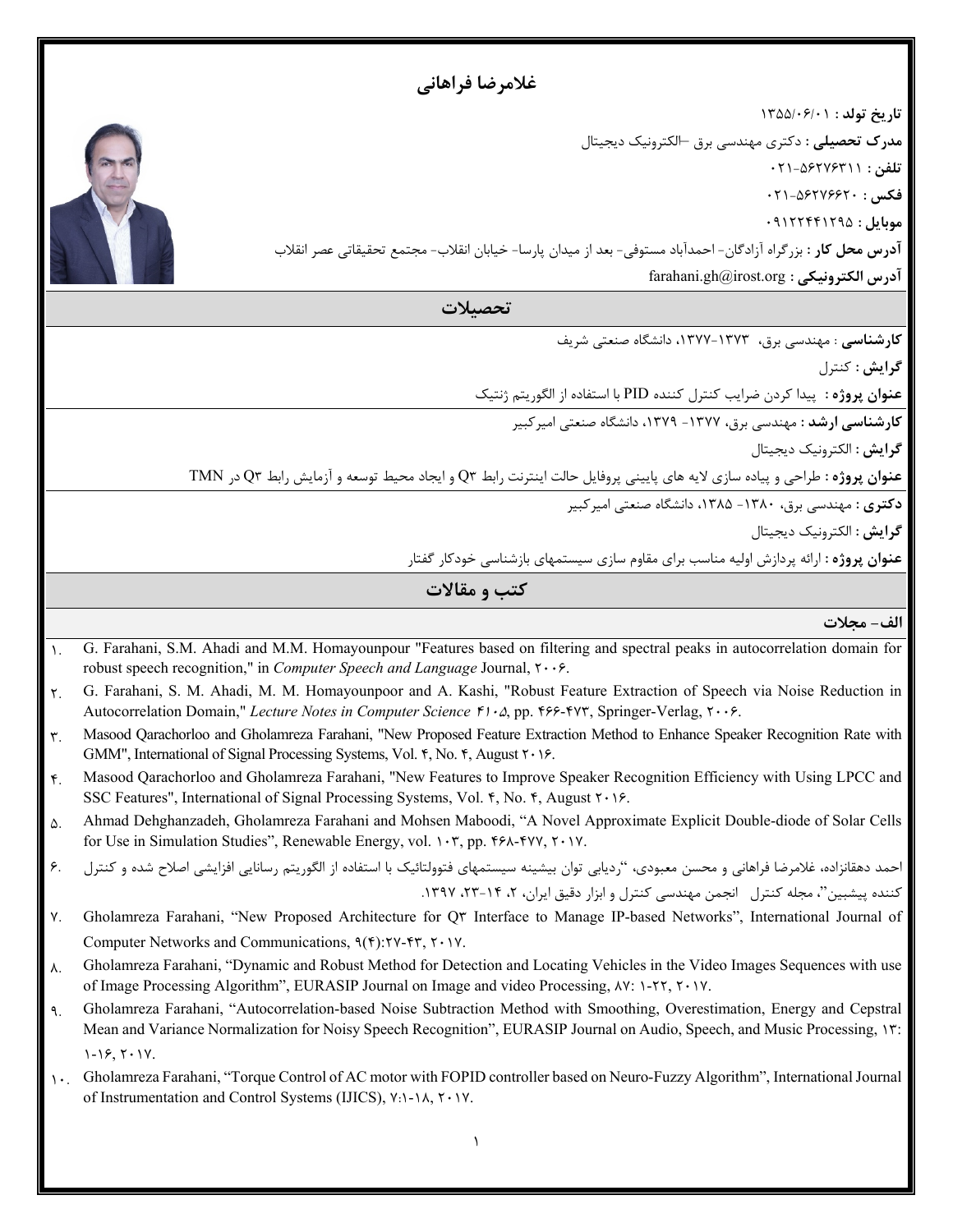# غلامرضا فراهانی

**تاریخ تولد :** ۱۳۵۵/۰۶/۰۱

**مدرک تحصیلی :** دکتری مهندسی برق –الکترونیک دیجیتال

**تلفن :** ۵۶۲۷۶۳۱۱-۰۲۱

**فکس :** ۵۶۲۷۶۶۲۰-۰۲۱

**موبایل :** ۰۹۱۲۲۴۴۱۲۹۵

**آدرس محل کار :** بزرگراه آزادگان- احمدآباد مستوفی- بعد از میدان پارسا- خیابان انقلاب- مجتمع تحقیقاتی عصر انقلاب

**آدرس الکترونیکی :** farahani.gh@irost.org

## تحصیلات

**کارشناسی** : مهندسی برق، ۱۳۷۳-۱۳۷۷، دانشگاه صنعتی شریف

**گرایش :** کنترل

**عنوان پروژه :** پیدا کردن ضرایب کنترل کننده PID با استفاده از الگوریتم ژنتیک

**کارشناسی ارشد :** مهندسی برق، ۱۳۷۷- ۱۳۷۹، دانشگاه صنعتی امیرکبیر

**گرایش** : الکترونیک دیجیتال

**عنوان پروژه :** طراحی و پیاده سازی لایه های پایینی پروفایل حالت اینترنت رابط Q۳ و ایجاد محیط توسعه و آزمایش رابط Q۳ در TMN

**دکتری :** مهندسی برق، ۱۳۸۰- ۱۳۸۵، دانشگاه صنعتی امیرکبیر

**گرایش** : الکترونیک دیجیتال

**عنوان پروژه :** ارائه پردازش اولیه مناسب برای مقاوم سازی سیستمهای بازشناسی خودکار گفتار

## کتب و مقالات

**الف- مجلات**

۱. G. Farahani, S.M. Ahadi and M.M. Homayounpour "Features based on filtering and spectral peaks in autocorrelation domain for robust speech recognition," in *Computer Speech and Language* Journal, ۲۰۰۶.

۲. G. Farahani, S. M. Ahadi, M. M. Homayounpoor and A. Kashi, "Robust Feature Extraction of Speech via Noise Reduction in Autocorrelation Domain," *Lecture Notes in Computer Science* ۴۱۰۵, pp. ۴۶۶-۴۷۳, Springer-Verlag, ۲۰۰۶.

۳. Masood Qarachorloo and Gholamreza Farahani, "New Proposed Feature Extraction Method to Enhance Speaker Recognition Rate with GMM", International of Signal Processing Systems, Vol. ۴, No. ۴, August ۲۰۱۶.

۴. Masood Qarachorloo and Gholamreza Farahani, "New Features to Improve Speaker Recognition Efficiency with Using LPCC and SSC Features", International of Signal Processing Systems, Vol. ۴, No. ۴, August ۲۰۱۶.

۵. Ahmad Dehghanzadeh, Gholamreza Farahani and Mohsen Maboodi, "A Novel Approximate Explicit Double-diode of Solar Cells for Use in Simulation Studies", Renewable Energy, vol. ۱۰۳, pp. ۴۶۸-۴۷۷, ۲۰۱۷.

۶. احمد دهقانزاده، غلامرضا فراهانی و محسن معبودی، "ردیابی توان بیشینه سیستمهای فتوولتائیک با استفاده از الگوریتم رسانایی افزایشی اصلاح شده و کنترل کننده پیشبین"، مجله کنترل انجمن مهندسی کنترل و ابزار دقیق ایران، ۲، ۱۴-۲۳، ۱۳۹۷.

۷. Gholamreza Farahani, "New Proposed Architecture for Q۳ Interface to Manage IP-based Networks", International Journal of Computer Networks and Communications, ۹(۴):۲۷-۴۳, ۲۰۱۷.

۸. Gholamreza Farahani, "Dynamic and Robust Method for Detection and Locating Vehicles in the Video Images Sequences with use of Image Processing Algorithm", EURASIP Journal on Image and video Processing, ۸۷: ۱-۲۲, ۲۰۱۷.

۹. Gholamreza Farahani, "Autocorrelation-based Noise Subtraction Method with Smoothing, Overestimation, Energy and Cepstral Mean and Variance Normalization for Noisy Speech Recognition", EURASIP Journal on Audio, Speech, and Music Processing, ۱۳: ۱-۱۶, ۲۰۱۷.

۱۰. Gholamreza Farahani, "Torque Control of AC motor with FOPID controller based on Neuro-Fuzzy Algorithm", International Journal of Instrumentation and Control Systems (IJICS), ۷:۱-۱۸, ۲۰۱۷.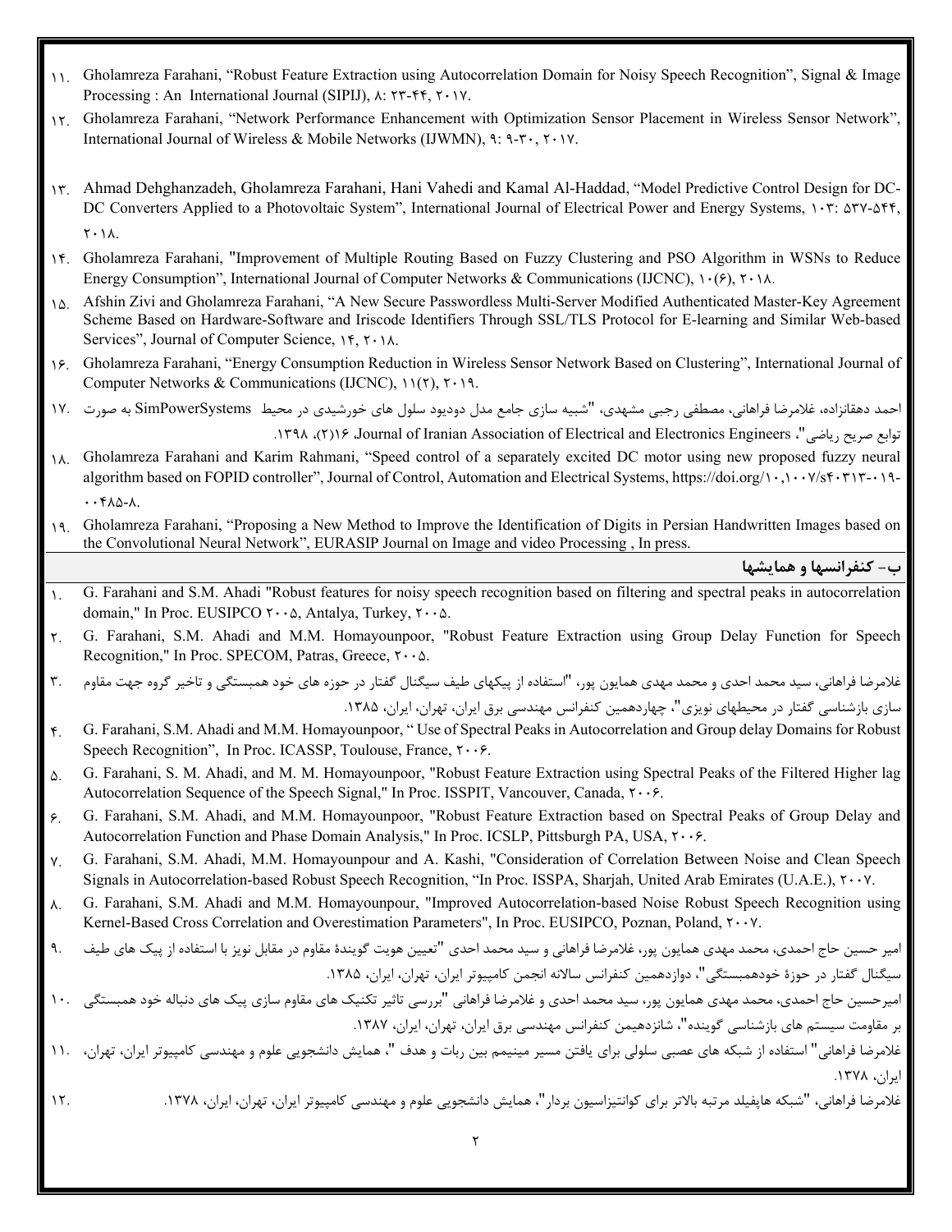۱۱. Gholamreza Farahani, “Robust Feature Extraction using Autocorrelation Domain for Noisy Speech Recognition”, Signal & Image Processing : An International Journal (SIPIJ), ۸: ۲۳-۴۴, ۲۰۱۷.

۱۲. Gholamreza Farahani, “Network Performance Enhancement with Optimization Sensor Placement in Wireless Sensor Network”, International Journal of Wireless & Mobile Networks (IJWMN), ۹: ۹-۳۰, ۲۰۱۷.

۱۳. Ahmad Dehghanzadeh, Gholamreza Farahani, Hani Vahedi and Kamal Al-Haddad, “Model Predictive Control Design for DC-DC Converters Applied to a Photovoltaic System”, International Journal of Electrical Power and Energy Systems, ۱۰۳: ۵۳۷-۵۴۴, ۲۰۱۸.

۱۴. Gholamreza Farahani, "Improvement of Multiple Routing Based on Fuzzy Clustering and PSO Algorithm in WSNs to Reduce Energy Consumption”, International Journal of Computer Networks & Communications (IJCNC), ۱۰(۶), ۲۰۱۸.

۱۵. Afshin Zivi and Gholamreza Farahani, “A New Secure Passwordless Multi-Server Modified Authenticated Master-Key Agreement Scheme Based on Hardware-Software and Iriscode Identifiers Through SSL/TLS Protocol for E-learning and Similar Web-based Services”, Journal of Computer Science, ۱۴, ۲۰۱۸.

۱۶. Gholamreza Farahani, “Energy Consumption Reduction in Wireless Sensor Network Based on Clustering”, International Journal of Computer Networks & Communications (IJCNC), ۱۱(۲), ۲۰۱۹.

۱۷. احمد دهقانزاده، غلامرضا فراهانی، مصطفی رجبی مشهدی، "شبیه سازی جامع مدل دودیود سلول های خورشیدی در محیط SimPowerSystems به صورت توابع صریح ریاضی"، Journal of Iranian Association of Electrical and Electronics Engineers ،۱۶(۲)، ۱۳۹۸.

۱۸. Gholamreza Farahani and Karim Rahmani, “Speed control of a separately excited DC motor using new proposed fuzzy neural algorithm based on FOPID controller”, Journal of Control, Automation and Electrical Systems, https://doi.org/۱۰.۱۰۰۷/s۴۰۳۱۳-۰۱۹-۰۰۴۸۵-۸.

۱۹. Gholamreza Farahani, “Proposing a New Method to Improve the Identification of Digits in Persian Handwritten Images based on the Convolutional Neural Network”, EURASIP Journal on Image and video Processing , In press.

## ب- کنفرانسها و همایشها

۱. G. Farahani and S.M. Ahadi "Robust features for noisy speech recognition based on filtering and spectral peaks in autocorrelation domain," In Proc. EUSIPCO ۲۰۰۵, Antalya, Turkey, ۲۰۰۵.

۲. G. Farahani, S.M. Ahadi and M.M. Homayounpoor, "Robust Feature Extraction using Group Delay Function for Speech Recognition," In Proc. SPECOM, Patras, Greece, ۲۰۰۵.

۳. غلامرضا فراهانی، سید محمد احدی و محمد مهدی همایون پور، "استفاده از پیکهای طیف سیگنال گفتار در حوزه های خود همبستگی و تاخیر گروه جهت مقاوم سازی بازشناسی گفتار در محیطهای نویزی"، چهاردهمین کنفرانس مهندسی برق ایران، تهران، ایران، ۱۳۸۵.

۴. G. Farahani, S.M. Ahadi and M.M. Homayounpoor, “ Use of Spectral Peaks in Autocorrelation and Group delay Domains for Robust Speech Recognition”, In Proc. ICASSP, Toulouse, France, ۲۰۰۶.

۵. G. Farahani, S. M. Ahadi, and M. M. Homayounpoor, "Robust Feature Extraction using Spectral Peaks of the Filtered Higher lag Autocorrelation Sequence of the Speech Signal," In Proc. ISSPIT, Vancouver, Canada, ۲۰۰۶.

۶. G. Farahani, S.M. Ahadi, and M.M. Homayounpoor, "Robust Feature Extraction based on Spectral Peaks of Group Delay and Autocorrelation Function and Phase Domain Analysis," In Proc. ICSLP, Pittsburgh PA, USA, ۲۰۰۶.

۷. G. Farahani, S.M. Ahadi, M.M. Homayounpour and A. Kashi, "Consideration of Correlation Between Noise and Clean Speech Signals in Autocorrelation-based Robust Speech Recognition, “In Proc. ISSPA, Sharjah, United Arab Emirates (U.A.E.), ۲۰۰۷.

۸. G. Farahani, S.M. Ahadi and M.M. Homayounpour, "Improved Autocorrelation-based Noise Robust Speech Recognition using Kernel-Based Cross Correlation and Overestimation Parameters", In Proc. EUSIPCO, Poznan, Poland, ۲۰۰۷.

۹. امیر حسین حاج احمدی، محمد مهدی همایون پور، غلامرضا فراهانی و سید محمد احدی "تعیین هویت گویندهٔ مقاوم در مقابل نویز با استفاده از پیک های طیف سیگنال گفتار در حوزهٔ خودهمبستگی"، دوازدهمین کنفرانس سالانه انجمن کامپیوتر ایران، تهران، ایران، ۱۳۸۵.

۱۰. امیرحسین حاج احمدی، محمد مهدی همایون پور، سید محمد احدی و غلامرضا فراهانی "بررسی تاثیر تکنیک های مقاوم سازی پیک های دنباله خود همبستگی بر مقاومت سیستم های بازشناسی گوینده"، شانزدهیمن کنفرانس مهندسی برق ایران، تهران، ایران، ۱۳۸۷.

۱۱. غلامرضا فراهانی" استفاده از شبکه های عصبی سلولی برای یافتن مسیر مینیمم بین ربات و هدف "، همایش دانشجویی علوم و مهندسی کامپیوتر ایران، تهران، ایران، ۱۳۷۸.

۱۲. غلامرضا فراهانی، "شبکه هاپفیلد مرتبه بالاتر برای کوانتیزاسیون بردار"، همایش دانشجویی علوم و مهندسی کامپیوتر ایران، تهران، ایران، ۱۳۷۸.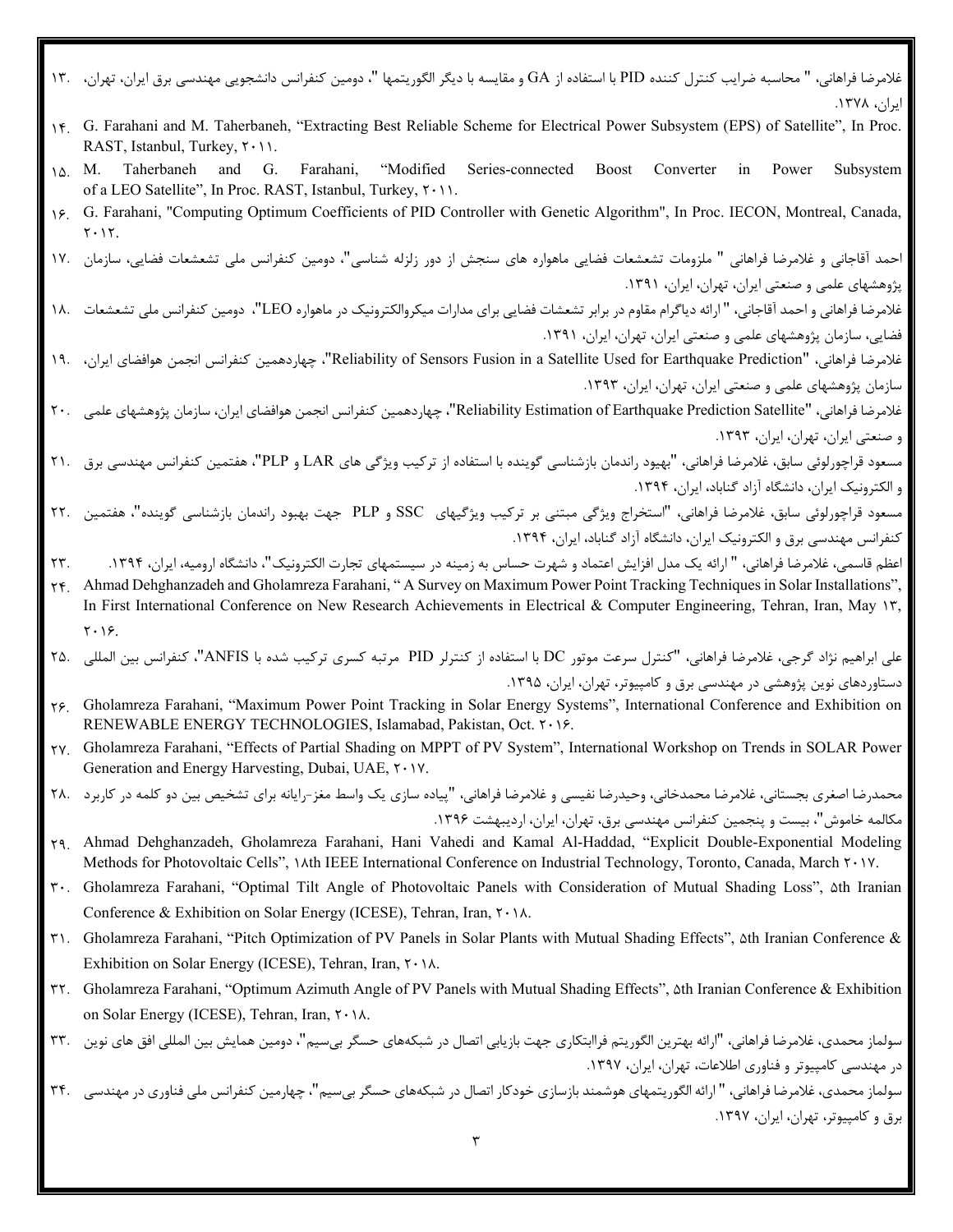۱۳. غلامرضا فراهانی، " محاسبه ضرایب کنترل کننده PID با استفاده از GA و مقایسه با دیگر الگوریتمها "، دومین کنفرانس دانشجویی مهندسی برق ایران، تهران، ایران، ۱۳۷۸.

۱۴. G. Farahani and M. Taherbaneh, “Extracting Best Reliable Scheme for Electrical Power Subsystem (EPS) of Satellite”, In Proc. RAST, Istanbul, Turkey, ۲۰۱۱.

۱۵. M. Taherbaneh and G. Farahani, “Modified Series-connected Boost Converter in Power Subsystem of a LEO Satellite”, In Proc. RAST, Istanbul, Turkey, ۲۰۱۱.

۱۶. G. Farahani, "Computing Optimum Coefficients of PID Controller with Genetic Algorithm", In Proc. IECON, Montreal, Canada, ۲۰۱۲.

۱۷. احمد آقاجانی و غلامرضا فراهانی " ملزومات تشعشعات فضایی ماهواره های سنجش از دور زلزله شناسی"، دومین کنفرانس ملی تشعشعات فضایی، سازمان پژوهشهای علمی و صنعتی ایران، تهران، ایران، ۱۳۹۱.

۱۸. غلامرضا فراهانی و احمد آقاجانی، " ارائه دیاگرام مقاوم در برابر تشعشات فضایی برای مدارات میکروالکترونیک در ماهواره LEO"، دومین کنفرانس ملی تشعشعات فضایی، سازمان پژوهشهای علمی و صنعتی ایران، تهران، ایران، ۱۳۹۱.

۱۹. غلامرضا فراهانی، "Reliability of Sensors Fusion in a Satellite Used for Earthquake Prediction"، چهاردهمین کنفرانس انجمن هوافضای ایران، سازمان پژوهشهای علمی و صنعتی ایران، تهران، ایران، ۱۳۹۳.

۲۰. غلامرضا فراهانی، "Reliability Estimation of Earthquake Prediction Satellite"، چهاردهمین کنفرانس انجمن هوافضای ایران، سازمان پژوهشهای علمی و صنعتی ایران، تهران، ایران، ۱۳۹۳.

۲۱. مسعود قراچورلوئی سابق، غلامرضا فراهانی، "بهبود راندمان بازشناسی گوینده با استفاده از ترکیب ویژگی های LAR و PLP"، هفتمین کنفرانس مهندسی برق و الکترونیک ایران، دانشگاه آزاد گناباد، ایران، ۱۳۹۴.

۲۲. مسعود قراچورلوئی سابق، غلامرضا فراهانی، "استخراج ویژگی مبتنی بر ترکیب ویژگیهای SSC و PLP جهت بهبود راندمان بازشناسی گوینده"، هفتمین کنفرانس مهندسی برق و الکترونیک ایران، دانشگاه آزاد گناباد، ایران، ۱۳۹۴.

۲۳. اعظم قاسمی، غلامرضا فراهانی، " ارائه یک مدل افزایش اعتماد و شهرت حساس به زمینه در سیستمهای تجارت الکترونیک"، دانشگاه ارومیه، ایران، ۱۳۹۴.

۲۴. Ahmad Dehghanzadeh and Gholamreza Farahani, “ A Survey on Maximum Power Point Tracking Techniques in Solar Installations”, In First International Conference on New Research Achievements in Electrical & Computer Engineering, Tehran, Iran, May ۱۳, ۲۰۱۶.

۲۵. علی ابراهیم نژاد گرجی، غلامرضا فراهانی، "کنترل سرعت موتور DC با استفاده از کنترلر PID مرتبه کسری ترکیب شده با ANFIS"، کنفرانس بین المللی دستاوردهای نوین پژوهشی در مهندسی برق و کامپیوتر، تهران، ایران، ۱۳۹۵.

۲۶. Gholamreza Farahani, “Maximum Power Point Tracking in Solar Energy Systems”, International Conference and Exhibition on RENEWABLE ENERGY TECHNOLOGIES, Islamabad, Pakistan, Oct. ۲۰۱۶.

۲۷. Gholamreza Farahani, “Effects of Partial Shading on MPPT of PV System”, International Workshop on Trends in SOLAR Power Generation and Energy Harvesting, Dubai, UAE, ۲۰۱۷.

۲۸. محمدرضا اصغری بجستانی، غلامرضا محمدخانی، وحیدرضا نفیسی و غلامرضا فراهانی، "پیاده سازی یک واسط مغز-رایانه برای تشخیص بین دو کلمه در کاربرد مکالمه خاموش"، بیست و پنجمین کنفرانس مهندسی برق، تهران، ایران، اردیبهشت ۱۳۹۶.

۲۹. Ahmad Dehghanzadeh, Gholamreza Farahani, Hani Vahedi and Kamal Al-Haddad, “Explicit Double-Exponential Modeling Methods for Photovoltaic Cells”, ۱۸th IEEE International Conference on Industrial Technology, Toronto, Canada, March ۲۰۱۷.

۳۰. Gholamreza Farahani, “Optimal Tilt Angle of Photovoltaic Panels with Consideration of Mutual Shading Loss”, ۵th Iranian Conference & Exhibition on Solar Energy (ICESE), Tehran, Iran, ۲۰۱۸.

۳۱. Gholamreza Farahani, “Pitch Optimization of PV Panels in Solar Plants with Mutual Shading Effects”, ۵th Iranian Conference & Exhibition on Solar Energy (ICESE), Tehran, Iran, ۲۰۱۸.

۳۲. Gholamreza Farahani, “Optimum Azimuth Angle of PV Panels with Mutual Shading Effects”, ۵th Iranian Conference & Exhibition on Solar Energy (ICESE), Tehran, Iran, ۲۰۱۸.

۳۳. سولماز محمدی، غلامرضا فراهانی، "ارائه بهترین الگوریتم فراابتکاری جهت بازیابی اتصال در شبکه‌های حسگر بی‌سیم"، دومین همایش بین المللی افق های نوین در مهندسی کامپیوتر و فناوری اطلاعات، تهران، ایران، ۱۳۹۷.

۳۴. سولماز محمدی، غلامرضا فراهانی، " ارائه الگوریتمهای هوشمند بازسازی خودکار اتصال در شبکه‌های حسگر بی‌سیم"، چهارمین کنفرانس ملی فناوری در مهندسی برق و کامپیوتر، تهران، ایران، ۱۳۹۷.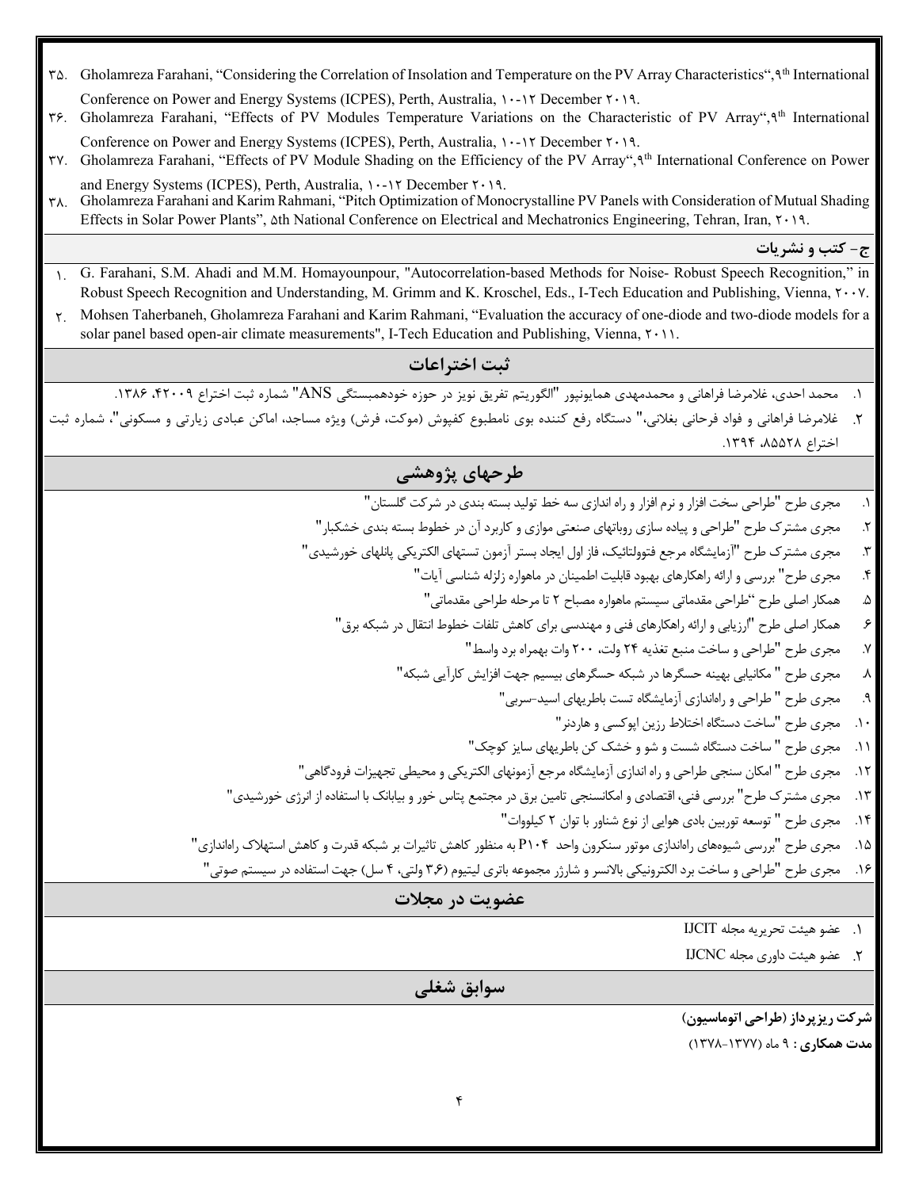۳۵. Gholamreza Farahani, “Considering the Correlation of Insolation and Temperature on the PV Array Characteristics“,۹th International Conference on Power and Energy Systems (ICPES), Perth, Australia, ۱۰-۱۲ December ۲۰۱۹.

۳۶. Gholamreza Farahani, “Effects of PV Modules Temperature Variations on the Characteristic of PV Array“,۹th International Conference on Power and Energy Systems (ICPES), Perth, Australia, ۱۰-۱۲ December ۲۰۱۹.

۳۷. Gholamreza Farahani, “Effects of PV Module Shading on the Efficiency of the PV Array“,۹th International Conference on Power and Energy Systems (ICPES), Perth, Australia, ۱۰-۱۲ December ۲۰۱۹.

۳۸. Gholamreza Farahani and Karim Rahmani, “Pitch Optimization of Monocrystalline PV Panels with Consideration of Mutual Shading Effects in Solar Power Plants”, ۵th National Conference on Electrical and Mechatronics Engineering, Tehran, Iran, ۲۰۱۹.

### ج- کتب و نشریات

۱. G. Farahani, S.M. Ahadi and M.M. Homayounpour, "Autocorrelation-based Methods for Noise- Robust Speech Recognition," in Robust Speech Recognition and Understanding, M. Grimm and K. Kroschel, Eds., I-Tech Education and Publishing, Vienna, ۲۰۰۷.

۲. Mohsen Taherbaneh, Gholamreza Farahani and Karim Rahmani, “Evaluation the accuracy of one-diode and two-diode models for a solar panel based open-air climate measurements", I-Tech Education and Publishing, Vienna, ۲۰۱۱.

## ثبت اختراعات

۱. محمد احدی، غلامرضا فراهانی و محمدمهدی همایونپور "الگوریتم تفریق نویز در حوزه خودهمبستگی ANS" شماره ثبت اختراع ۴۲۰۰۹، ۱۳۸۶.

۲. غلامرضا فراهانی و فواد فرحانی بغلانی،" دستگاه رفع کننده بوی نامطبوع کفپوش (موکت، فرش) ویژه مساجد، اماکن عبادی زیارتی و مسکونی"، شماره ثبت اختراع ۸۵۵۲۸، ۱۳۹۴.

## طرحهای پژوهشی

۱. مجری طرح "طراحی سخت افزار و نرم افزار و راه اندازی سه خط تولید بسته بندی در شرکت گلستان"
۲. مجری مشترک طرح "طراحی و پیاده سازی روباتهای صنعتی موازی و کاربرد آن در خطوط بسته بندی خشکبار"
۳. مجری مشترک طرح "آزمایشگاه مرجع فتوولتائیک، فاز اول ایجاد بستر آزمون تستهای الکتریکی پانلهای خورشیدی"
۴. مجری طرح" بررسی و ارائه راهکارهای بهبود قابلیت اطمینان در ماهواره زلزله شناسی آیات"
۵. همکار اصلی طرح “طراحی مقدماتی سیستم ماهواره مصباح ۲ تا مرحله طراحی مقدماتی"
۶. همکار اصلی طرح "ارزیابی و ارائه راهکارهای فنی و مهندسی برای کاهش تلفات خطوط انتقال در شبکه برق"
۷. مجری طرح "طراحی و ساخت منبع تغذیه ۲۴ ولت، ۲۰۰ وات بهمراه برد واسط"
۸. مجری طرح " مکانیابی بهینه حسگرها در شبکه حسگرهای بیسیم جهت افزایش کارآیی شبکه"
۹. مجری طرح " طراحی و راه‌اندازی آزمایشگاه تست باطریهای اسید-سربی"
۱۰. مجری طرح "ساخت دستگاه اختلاط رزین اپوکسی و هاردنر"
۱۱. مجری طرح " ساخت دستگاه شست و شو و خشک کن باطریهای سایز کوچک"
۱۲. مجری طرح " امکان سنجی طراحی و راه اندازی آزمایشگاه مرجع آزمونهای الکتریکی و محیطی تجهیزات فرودگاهی"
۱۳. مجری مشترک طرح" بررسی فنی، اقتصادی و امکانسنجی تامین برق در مجتمع پتاس خور و بیابانک با استفاده از انرژی خورشیدی"
۱۴. مجری طرح " توسعه توربین بادی هوایی از نوع شناور با توان ۲ کیلووات"
۱۵. مجری طرح "بررسی شیوه‌های راه‌اندازی موتور سنکرون واحد P۱۰۴ به منظور کاهش تاثیرات بر شبکه قدرت و کاهش استهلاک راه‌اندازی"
۱۶. مجری طرح "طراحی و ساخت برد الکترونیکی بالانسر و شارژر مجموعه باتری لیتیوم (۳،۶ ولتی، ۴ سل) جهت استفاده در سیستم صوتی"

## عضویت در مجلات

۱. عضو هیئت تحریریه مجله IJCIT
۲. عضو هیئت داوری مجله IJCNC

## سوابق شغلی

**شرکت ریزپرداز (طراحی اتوماسیون)**

**مدت همکاری :** ۹ ماه (۱۳۷۷-۱۳۷۸)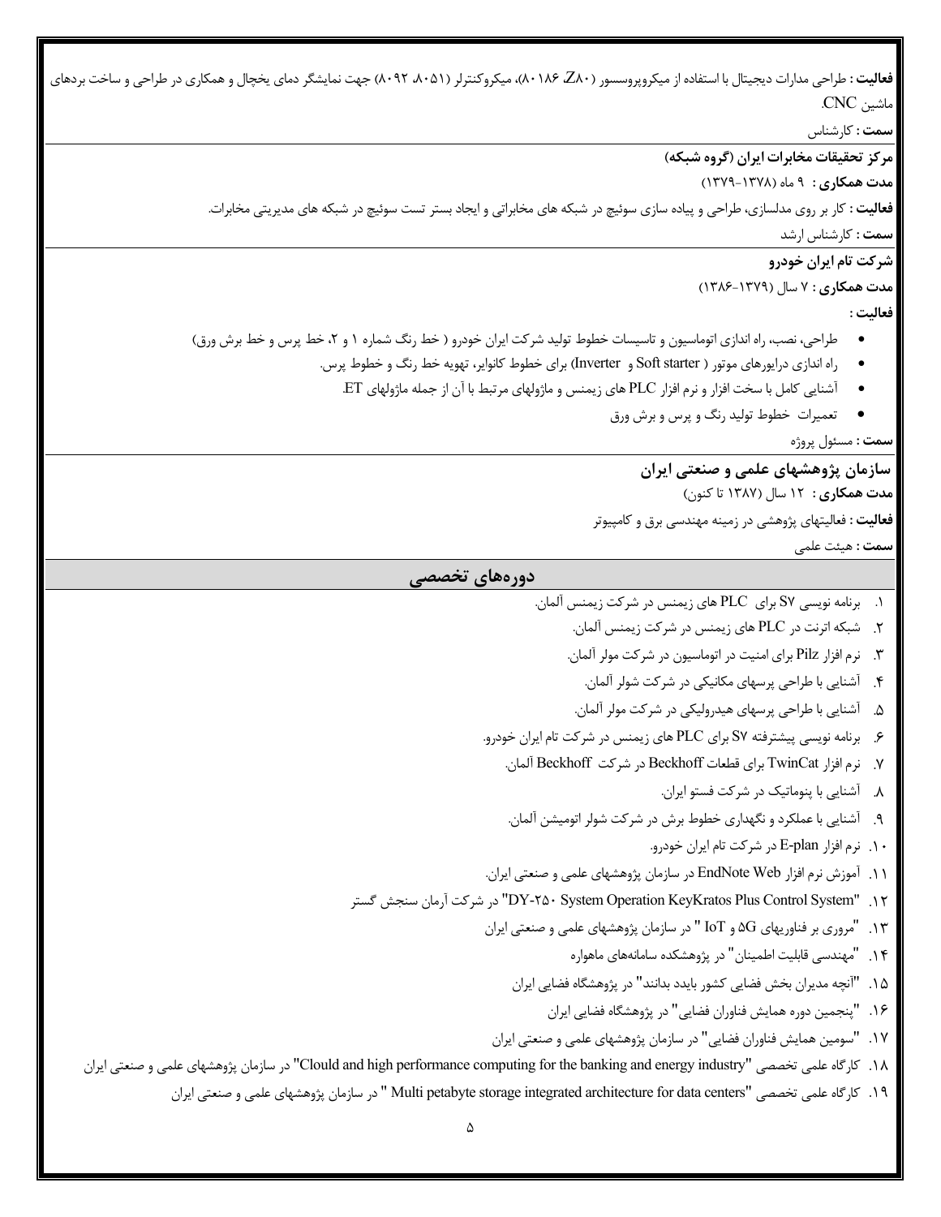**فعالیت :** طراحی مدارات دیجیتال با استفاده از میکروپروسسور (Z۸۰، ۸۰۱۸۶)، میکروکنترلر (۸۰۵۱، ۸۰۹۲) جهت نمایشگر دمای یخچال و همکاری در طراحی و ساخت بردهای ماشین CNC.

**سمت :** کارشناس

**مرکز تحقیقات مخابرات ایران (گروه شبکه)**

**مدت همکاری :** ۹ ماه (۱۳۷۸-۱۳۷۹)

**فعالیت :** کار بر روی مدلسازی، طراحی و پیاده سازی سوئیچ در شبکه های مخابراتی و ایجاد بستر تست سوئیچ در شبکه های مدیریتی مخابرات.

**سمت :** کارشناس ارشد

**شرکت تام ایران خودرو**

**مدت همکاری :** ۷ سال (۱۳۷۹-۱۳۸۶)

**فعالیت :**

- طراحی، نصب، راه اندازی اتوماسیون و تاسیسات خطوط تولید شرکت ایران خودرو ( خط رنگ شماره ۱ و ۲، خط پرس و خط برش ورق)
- راه اندازی درایورهای موتور ( Soft starter و Inverter) برای خطوط کانوایر، تهویه خط رنگ و خطوط پرس.
- آشنایی کامل با سخت افزار و نرم افزار PLC های زیمنس و ماژولهای مرتبط با آن از جمله ماژولهای ET.
- تعمیرات خطوط تولید رنگ و پرس و برش ورق

**سمت :** مسئول پروژه

**سازمان پژوهشهای علمی و صنعتی ایران**

**مدت همکاری :** ۱۲ سال (۱۳۸۷ تا کنون)

**فعالیت :** فعالیتهای پژوهشی در زمینه مهندسی برق و کامپیوتر

**سمت :** هیئت علمی

## دوره‌های تخصصی

۱. برنامه نویسی S۷ برای PLC های زیمنس در شرکت زیمنس آلمان.
۲. شبکه اترنت در PLC های زیمنس در شرکت زیمنس آلمان.
۳. نرم افزار Pilz برای امنیت در اتوماسیون در شرکت مولر آلمان.
۴. آشنایی با طراحی پرسهای مکانیکی در شرکت شولر آلمان.
۵. آشنایی با طراحی پرسهای هیدرولیکی در شرکت مولر آلمان.
۶. برنامه نویسی پیشرفته S۷ برای PLC های زیمنس در شرکت تام ایران خودرو.
۷. نرم افزار TwinCat برای قطعات Beckhoff در شرکت Beckhoff آلمان.
۸. آشنایی با پنوماتیک در شرکت فستو ایران.
۹. آشنایی با عملکرد و نگهداری خطوط برش در شرکت شولر اتومیشن آلمان.
۱۰. نرم افزار E-plan در شرکت تام ایران خودرو.
۱۱. آموزش نرم افزار EndNote Web در سازمان پژوهشهای علمی و صنعتی ایران.
۱۲. "DY-۲۵۰ System Operation KeyKratos Plus Control System" در شرکت آرمان سنجش گستر
۱۳. "مروری بر فناوریهای ۵G و IoT " در سازمان پژوهشهای علمی و صنعتی ایران
۱۴. "مهندسی قابلیت اطمینان" در پژوهشکده سامانه‌های ماهواره
۱۵. "آنچه مدیران بخش فضایی کشور بایدد بدانند" در پژوهشگاه فضایی ایران
۱۶. "پنجمین دوره همایش فناوران فضایی" در پژوهشگاه فضایی ایران
۱۷. "سومین همایش فناوران فضایی" در سازمان پژوهشهای علمی و صنعتی ایران
۱۸. کارگاه علمی تخصصی "Clould and high performance computing for the banking and energy industry" در سازمان پژوهشهای علمی و صنعتی ایران
۱۹. کارگاه علمی تخصصی "Multi petabyte storage integrated architecture for data centers " در سازمان پژوهشهای علمی و صنعتی ایران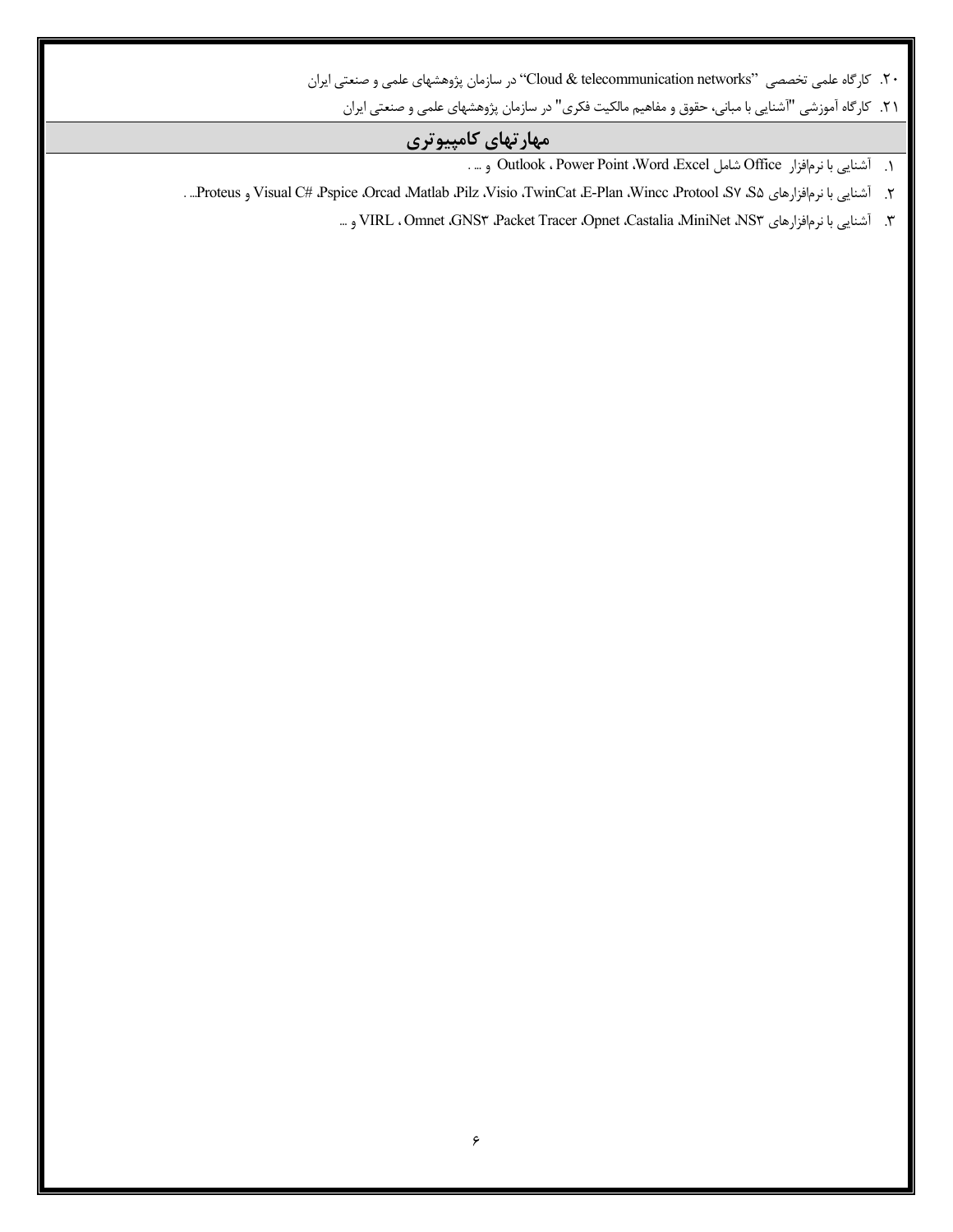۲۰. کارگاه علمی تخصصی "Cloud & telecommunication networks" در سازمان پژوهشهای علمی و صنعتی ایران

۲۱. کارگاه آموزشی "آشنایی با مبانی، حقوق و مفاهیم مالکیت فکری" در سازمان پژوهشهای علمی و صنعتی ایران

## مهارتهای کامپیوتری

۱. آشنایی با نرم‌افزار Office شامل Excel، Word، Power Point ، Outlook و ... .

۲. آشنایی با نرم‌افزارهای S5، S7، Protool، Wincc، E-Plan، TwinCat، Visio، Pilz، Matlab، Orcad، Pspice، Visual C# و Proteus... .

۳. آشنایی با نرم‌افزارهای NS3، MiniNet، Castalia، Opnet، Packet Tracer، GNS3، Omnet ، VIRL و ...